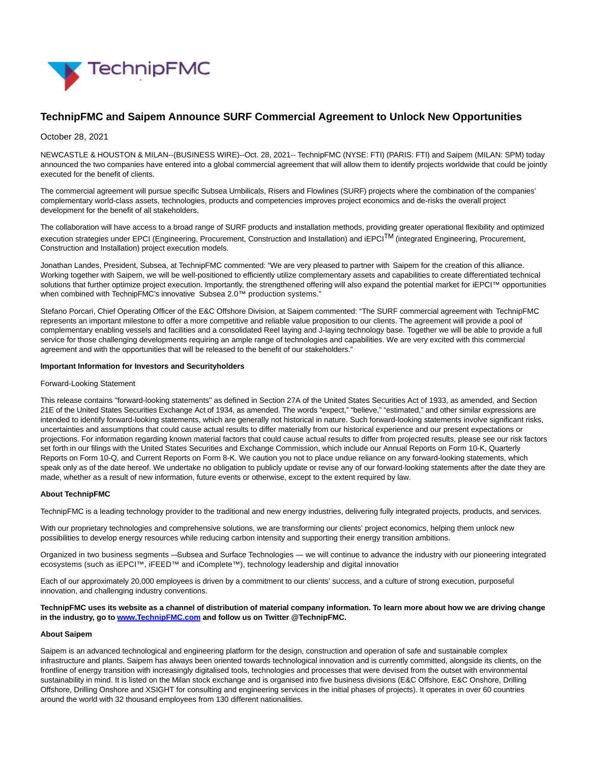# TechnipFMC and Saipem Announce SURF Commercial Agreement to Unlock New Opportunities

October 28, 2021

NEWCASTLE & HOUSTON & MILAN--(BUSINESS WIRE)--Oct. 28, 2021-- TechnipFMC (NYSE: FTI) (PARIS: FTI) and Saipem (MILAN: SPM) today announced the two companies have entered into a global commercial agreement that will allow them to identify projects worldwide that could be jointly executed for the benefit of clients.

The commercial agreement will pursue specific Subsea Umbilicals, Risers and Flowlines (SURF) projects where the combination of the companies' complementary world-class assets, technologies, products and competencies improves project economics and de-risks the overall project development for the benefit of all stakeholders.

The collaboration will have access to a broad range of SURF products and installation methods, providing greater operational flexibility and optimized execution strategies under EPCI (Engineering, Procurement, Construction and Installation) and iEPCI™ (integrated Engineering, Procurement, Construction and Installation) project execution models.

Jonathan Landes, President, Subsea, at TechnipFMC commented: "We are very pleased to partner with Saipem for the creation of this alliance. Working together with Saipem, we will be well-positioned to efficiently utilize complementary assets and capabilities to create differentiated technical solutions that further optimize project execution. Importantly, the strengthened offering will also expand the potential market for iEPCI™ opportunities when combined with TechnipFMC's innovative Subsea 2.0™ production systems."

Stefano Porcari, Chief Operating Officer of the E&C Offshore Division, at Saipem commented: "The SURF commercial agreement with TechnipFMC represents an important milestone to offer a more competitive and reliable value proposition to our clients. The agreement will provide a pool of complementary enabling vessels and facilities and a consolidated Reel laying and J-laying technology base. Together we will be able to provide a full service for those challenging developments requiring an ample range of technologies and capabilities. We are very excited with this commercial agreement and with the opportunities that will be released to the benefit of our stakeholders."

**Important Information for Investors and Securityholders**

Forward-Looking Statement

This release contains "forward-looking statements" as defined in Section 27A of the United States Securities Act of 1933, as amended, and Section 21E of the United States Securities Exchange Act of 1934, as amended. The words "expect," "believe," "estimated," and other similar expressions are intended to identify forward-looking statements, which are generally not historical in nature. Such forward-looking statements involve significant risks, uncertainties and assumptions that could cause actual results to differ materially from our historical experience and our present expectations or projections. For information regarding known material factors that could cause actual results to differ from projected results, please see our risk factors set forth in our filings with the United States Securities and Exchange Commission, which include our Annual Reports on Form 10-K, Quarterly Reports on Form 10-Q, and Current Reports on Form 8-K. We caution you not to place undue reliance on any forward-looking statements, which speak only as of the date hereof. We undertake no obligation to publicly update or revise any of our forward-looking statements after the date they are made, whether as a result of new information, future events or otherwise, except to the extent required by law.

**About TechnipFMC**

TechnipFMC is a leading technology provider to the traditional and new energy industries, delivering fully integrated projects, products, and services.

With our proprietary technologies and comprehensive solutions, we are transforming our clients' project economics, helping them unlock new possibilities to develop energy resources while reducing carbon intensity and supporting their energy transition ambitions.

Organized in two business segments —Subsea and Surface Technologies — we will continue to advance the industry with our pioneering integrated ecosystems (such as iEPCI™, iFEED™ and iComplete™), technology leadership and digital innovatior

Each of our approximately 20,000 employees is driven by a commitment to our clients' success, and a culture of strong execution, purposeful innovation, and challenging industry conventions.

**TechnipFMC uses its website as a channel of distribution of material company information. To learn more about how we are driving change in the industry, go to [www.TechnipFMC.com](http://www.TechnipFMC.com) and follow us on Twitter @TechnipFMC.**

**About Saipem**

Saipem is an advanced technological and engineering platform for the design, construction and operation of safe and sustainable complex infrastructure and plants. Saipem has always been oriented towards technological innovation and is currently committed, alongside its clients, on the frontline of energy transition with increasingly digitalised tools, technologies and processes that were devised from the outset with environmental sustainability in mind. It is listed on the Milan stock exchange and is organised into five business divisions (E&C Offshore, E&C Onshore, Drilling Offshore, Drilling Onshore and XSIGHT for consulting and engineering services in the initial phases of projects). It operates in over 60 countries around the world with 32 thousand employees from 130 different nationalities.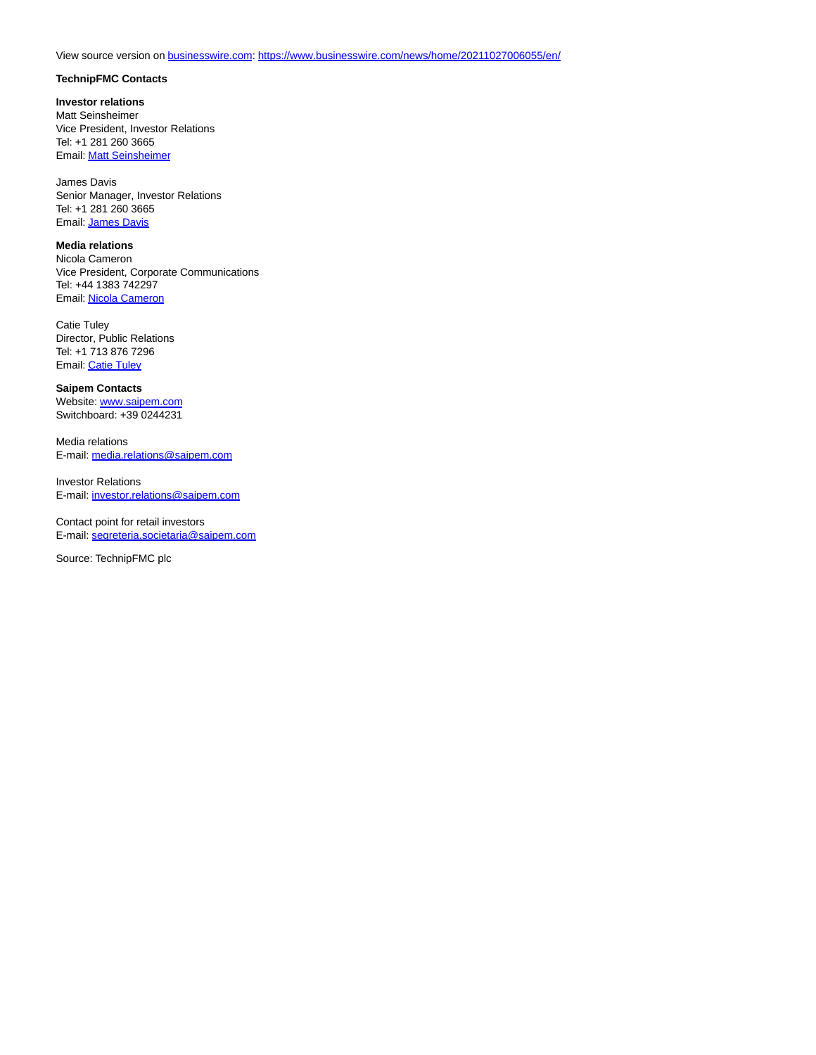View source version on businesswire.com: https://www.businesswire.com/news/home/20211027006055/en/

**TechnipFMC Contacts**

**Investor relations**
Matt Seinsheimer
Vice President, Investor Relations
Tel: +1 281 260 3665
Email: Matt Seinsheimer

James Davis
Senior Manager, Investor Relations
Tel: +1 281 260 3665
Email: James Davis

**Media relations**
Nicola Cameron
Vice President, Corporate Communications
Tel: +44 1383 742297
Email: Nicola Cameron

Catie Tuley
Director, Public Relations
Tel: +1 713 876 7296
Email: Catie Tuley

**Saipem Contacts**
Website: www.saipem.com
Switchboard: +39 0244231

Media relations
E-mail: media.relations@saipem.com

Investor Relations
E-mail: investor.relations@saipem.com

Contact point for retail investors
E-mail: segreteria.societaria@saipem.com

Source: TechnipFMC plc